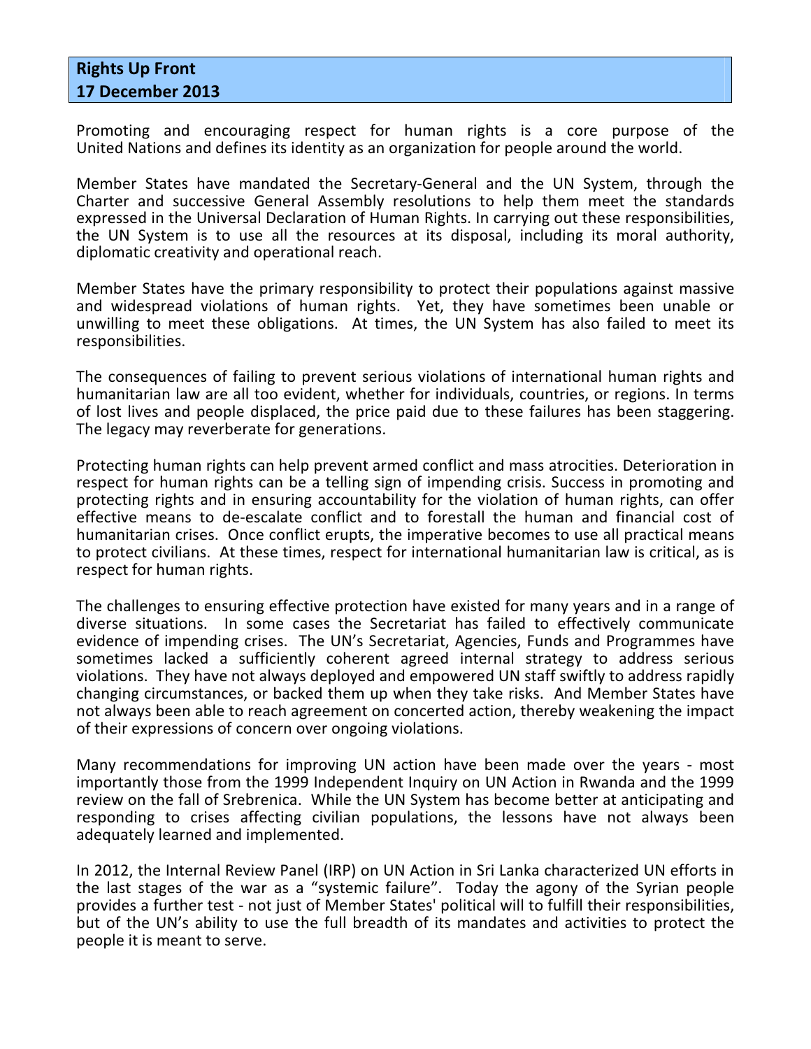**Rights Up Front**
**17 December 2013**

Promoting and encouraging respect for human rights is a core purpose of the United Nations and defines its identity as an organization for people around the world.

Member States have mandated the Secretary-General and the UN System, through the Charter and successive General Assembly resolutions to help them meet the standards expressed in the Universal Declaration of Human Rights. In carrying out these responsibilities, the UN System is to use all the resources at its disposal, including its moral authority, diplomatic creativity and operational reach.

Member States have the primary responsibility to protect their populations against massive and widespread violations of human rights. Yet, they have sometimes been unable or unwilling to meet these obligations. At times, the UN System has also failed to meet its responsibilities.

The consequences of failing to prevent serious violations of international human rights and humanitarian law are all too evident, whether for individuals, countries, or regions. In terms of lost lives and people displaced, the price paid due to these failures has been staggering. The legacy may reverberate for generations.

Protecting human rights can help prevent armed conflict and mass atrocities. Deterioration in respect for human rights can be a telling sign of impending crisis. Success in promoting and protecting rights and in ensuring accountability for the violation of human rights, can offer effective means to de-escalate conflict and to forestall the human and financial cost of humanitarian crises. Once conflict erupts, the imperative becomes to use all practical means to protect civilians. At these times, respect for international humanitarian law is critical, as is respect for human rights.

The challenges to ensuring effective protection have existed for many years and in a range of diverse situations. In some cases the Secretariat has failed to effectively communicate evidence of impending crises. The UN's Secretariat, Agencies, Funds and Programmes have sometimes lacked a sufficiently coherent agreed internal strategy to address serious violations. They have not always deployed and empowered UN staff swiftly to address rapidly changing circumstances, or backed them up when they take risks. And Member States have not always been able to reach agreement on concerted action, thereby weakening the impact of their expressions of concern over ongoing violations.

Many recommendations for improving UN action have been made over the years - most importantly those from the 1999 Independent Inquiry on UN Action in Rwanda and the 1999 review on the fall of Srebrenica. While the UN System has become better at anticipating and responding to crises affecting civilian populations, the lessons have not always been adequately learned and implemented.

In 2012, the Internal Review Panel (IRP) on UN Action in Sri Lanka characterized UN efforts in the last stages of the war as a "systemic failure". Today the agony of the Syrian people provides a further test - not just of Member States' political will to fulfill their responsibilities, but of the UN's ability to use the full breadth of its mandates and activities to protect the people it is meant to serve.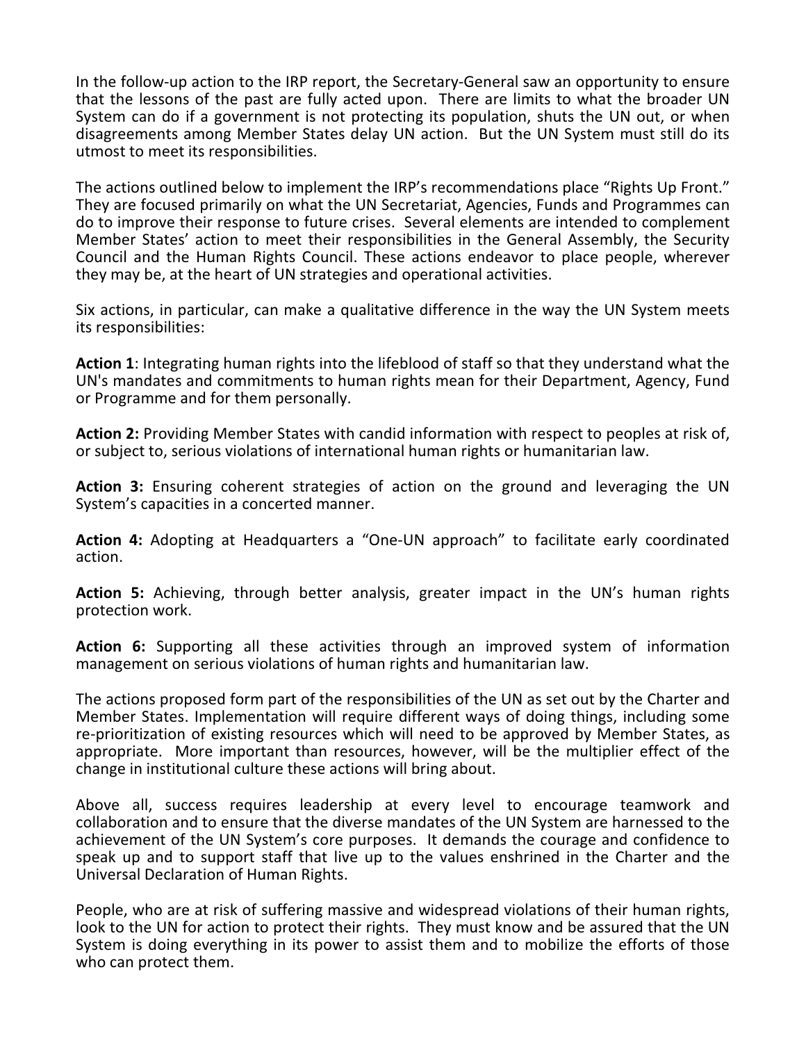In the follow-up action to the IRP report, the Secretary-General saw an opportunity to ensure that the lessons of the past are fully acted upon. There are limits to what the broader UN System can do if a government is not protecting its population, shuts the UN out, or when disagreements among Member States delay UN action. But the UN System must still do its utmost to meet its responsibilities.

The actions outlined below to implement the IRP's recommendations place "Rights Up Front." They are focused primarily on what the UN Secretariat, Agencies, Funds and Programmes can do to improve their response to future crises. Several elements are intended to complement Member States' action to meet their responsibilities in the General Assembly, the Security Council and the Human Rights Council. These actions endeavor to place people, wherever they may be, at the heart of UN strategies and operational activities.

Six actions, in particular, can make a qualitative difference in the way the UN System meets its responsibilities:

**Action 1**: Integrating human rights into the lifeblood of staff so that they understand what the UN's mandates and commitments to human rights mean for their Department, Agency, Fund or Programme and for them personally.

**Action 2:** Providing Member States with candid information with respect to peoples at risk of, or subject to, serious violations of international human rights or humanitarian law.

**Action 3:** Ensuring coherent strategies of action on the ground and leveraging the UN System's capacities in a concerted manner.

**Action 4:** Adopting at Headquarters a "One-UN approach" to facilitate early coordinated action.

**Action 5:** Achieving, through better analysis, greater impact in the UN's human rights protection work.

**Action 6:** Supporting all these activities through an improved system of information management on serious violations of human rights and humanitarian law.

The actions proposed form part of the responsibilities of the UN as set out by the Charter and Member States. Implementation will require different ways of doing things, including some re-prioritization of existing resources which will need to be approved by Member States, as appropriate. More important than resources, however, will be the multiplier effect of the change in institutional culture these actions will bring about.

Above all, success requires leadership at every level to encourage teamwork and collaboration and to ensure that the diverse mandates of the UN System are harnessed to the achievement of the UN System's core purposes. It demands the courage and confidence to speak up and to support staff that live up to the values enshrined in the Charter and the Universal Declaration of Human Rights.

People, who are at risk of suffering massive and widespread violations of their human rights, look to the UN for action to protect their rights. They must know and be assured that the UN System is doing everything in its power to assist them and to mobilize the efforts of those who can protect them.